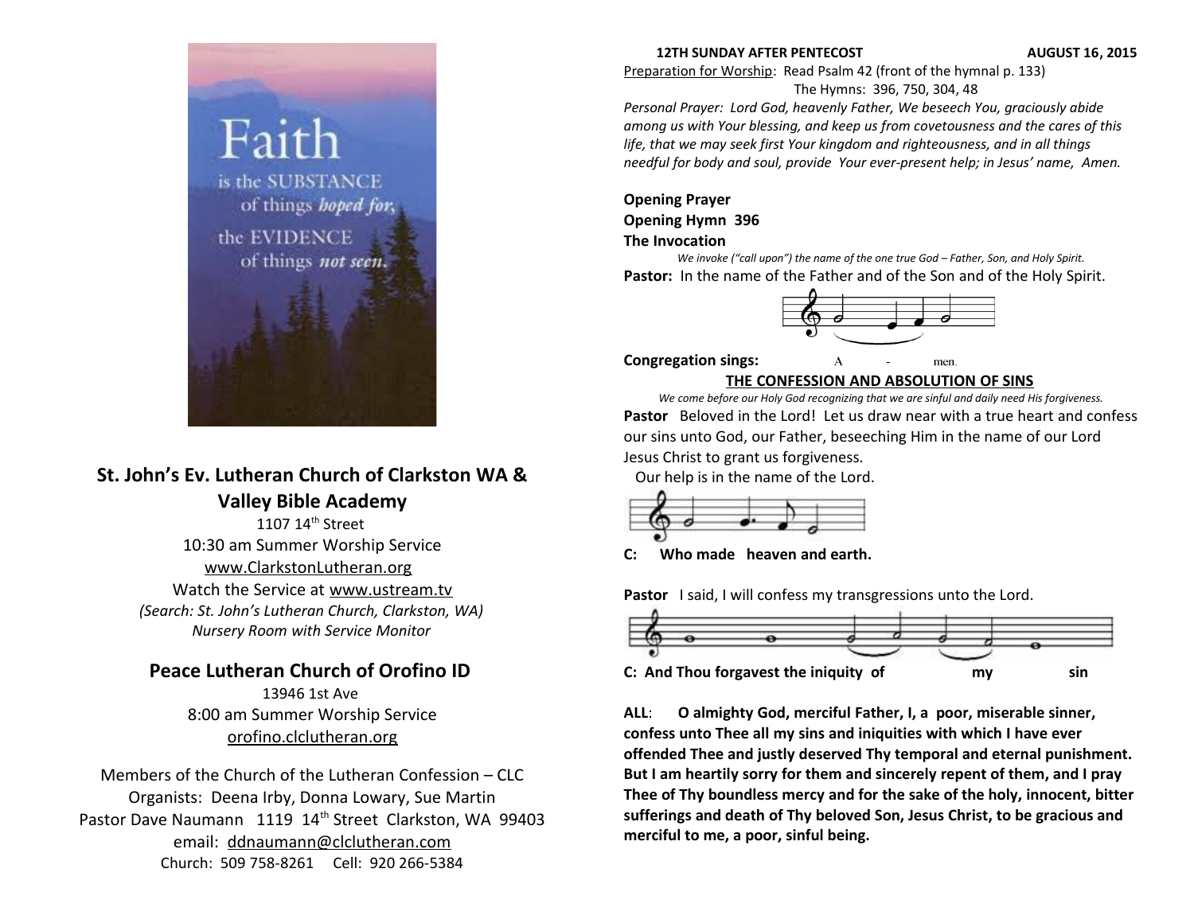Faith is the SUBSTANCE of things *hoped for*, the EVIDENCE of things *not seen.*

## St. John's Ev. Lutheran Church of Clarkston WA & Valley Bible Academy

1107 14th Street
10:30 am Summer Worship Service
www.ClarkstonLutheran.org
Watch the Service at www.ustream.tv
*(Search: St. John's Lutheran Church, Clarkston, WA)*
*Nursery Room with Service Monitor*

## Peace Lutheran Church of Orofino ID

13946 1st Ave
8:00 am Summer Worship Service
orofino.clclutheran.org

Members of the Church of the Lutheran Confession – CLC
Organists: Deena Irby, Donna Lowary, Sue Martin
Pastor Dave Naumann 1119 14th Street Clarkston, WA 99403
email: ddnaumann@clclutheran.com
Church: 509 758-8261 Cell: 920 266-5384

**12TH SUNDAY AFTER PENTECOST AUGUST 16, 2015**

Preparation for Worship: Read Psalm 42 (front of the hymnal p. 133)
The Hymns: 396, 750, 304, 48

*Personal Prayer: Lord God, heavenly Father, We beseech You, graciously abide among us with Your blessing, and keep us from covetousness and the cares of this life, that we may seek first Your kingdom and righteousness, and in all things needful for body and soul, provide Your ever-present help; in Jesus' name, Amen.*

**Opening Prayer**
**Opening Hymn 396**
**The Invocation**

*We invoke ("call upon") the name of the one true God – Father, Son, and Holy Spirit.*

**Pastor:** In the name of the Father and of the Son and of the Holy Spirit.

**Congregation sings:** A - men.

**THE CONFESSION AND ABSOLUTION OF SINS**

*We come before our Holy God recognizing that we are sinful and daily need His forgiveness.*

**Pastor** Beloved in the Lord! Let us draw near with a true heart and confess our sins unto God, our Father, beseeching Him in the name of our Lord Jesus Christ to grant us forgiveness.
Our help is in the name of the Lord.

**C: Who made heaven and earth.**

**Pastor** I said, I will confess my transgressions unto the Lord.

**C: And Thou forgavest the iniquity of my sin**

**ALL**: **O almighty God, merciful Father, I, a poor, miserable sinner, confess unto Thee all my sins and iniquities with which I have ever offended Thee and justly deserved Thy temporal and eternal punishment. But I am heartily sorry for them and sincerely repent of them, and I pray Thee of Thy boundless mercy and for the sake of the holy, innocent, bitter sufferings and death of Thy beloved Son, Jesus Christ, to be gracious and merciful to me, a poor, sinful being.**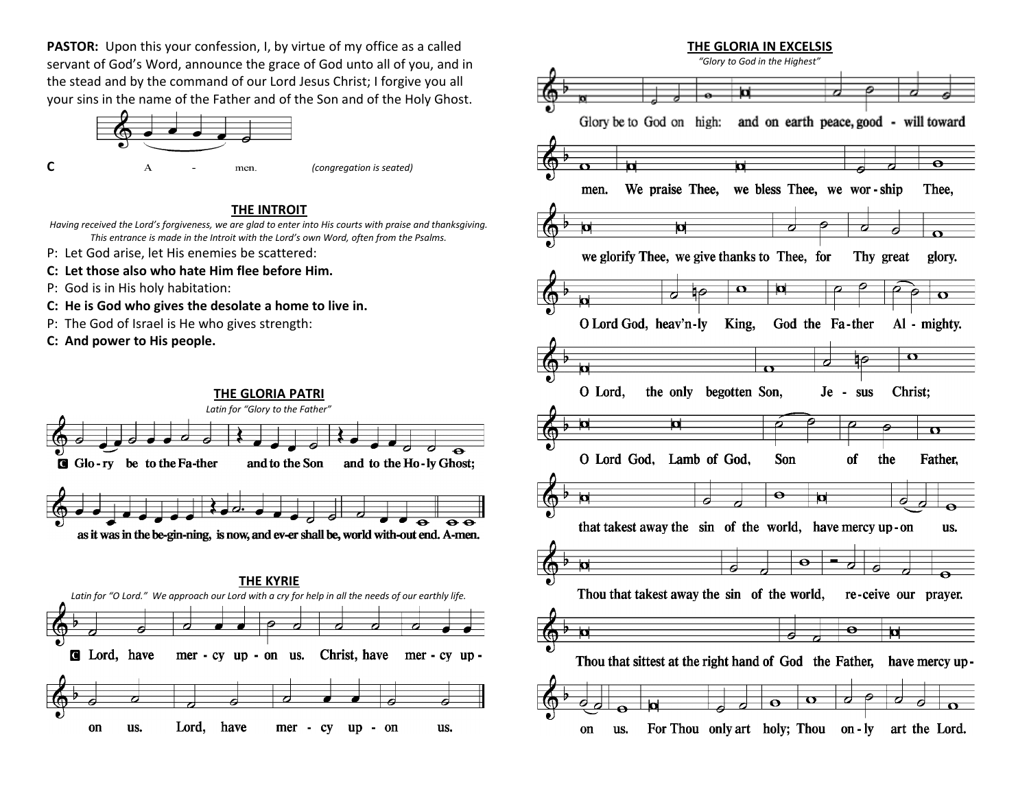**PASTOR:** Upon this your confession, I, by virtue of my office as a called servant of God's Word, announce the grace of God unto all of you, and in the stead and by the command of our Lord Jesus Christ; I forgive you all your sins in the name of the Father and of the Son and of the Holy Ghost.

**C** A - men. *(congregation is seated)*

## THE INTROIT

*Having received the Lord's forgiveness, we are glad to enter into His courts with praise and thanksgiving. This entrance is made in the Introit with the Lord's own Word, often from the Psalms.*

P: Let God arise, let His enemies be scattered:

**C: Let those also who hate Him flee before Him.**

P: God is in His holy habitation:

**C: He is God who gives the desolate a home to live in.**

P: The God of Israel is He who gives strength:

**C: And power to His people.**

## THE GLORIA PATRI

*Latin for "Glory to the Father"*

**C** Glo - ry be to the Fa-ther and to the Son and to the Ho - ly Ghost; as it was in the be-gin-ning, is now, and ev-er shall be, world with-out end. A-men.

## THE KYRIE

*Latin for "O Lord." We approach our Lord with a cry for help in all the needs of our earthly life.*

**C** Lord, have mer - cy up - on us. Christ, have mer - cy up - on us. Lord, have mer - cy up - on us.

## THE GLORIA IN EXCELSIS

*"Glory to God in the Highest"*

Glory be to God on high: and on earth peace, good - will toward men. We praise Thee, we bless Thee, we wor - ship Thee, we glorify Thee, we give thanks to Thee, for Thy great glory. O Lord God, heav'n-ly King, God the Fa - ther Al - mighty. O Lord, the only begotten Son, Je - sus Christ; O Lord God, Lamb of God, Son of the Father, that takest away the sin of the world, have mercy up - on us. Thou that takest away the sin of the world, re - ceive our prayer. Thou that sittest at the right hand of God the Father, have mercy up - on us. For Thou only art holy; Thou on - ly art the Lord.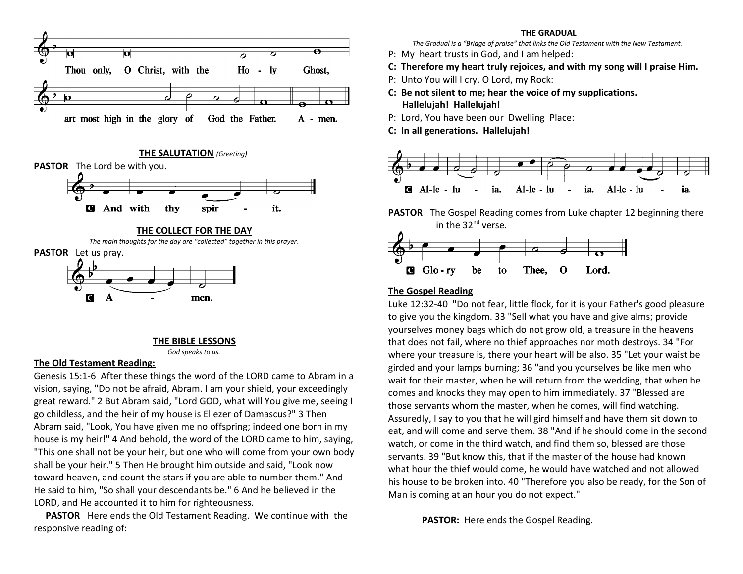Thou only, O Christ, with the Holy Ghost, art most high in the glory of God the Father. Amen.

### THE SALUTATION *(Greeting)*

**PASTOR** The Lord be with you.

**C** And with thy spirit.

### THE COLLECT FOR THE DAY

*The main thoughts for the day are "collected" together in this prayer.*

**PASTOR** Let us pray.

**C** Amen.

### THE BIBLE LESSONS

*God speaks to us.*

**The Old Testament Reading:**

Genesis 15:1-6 After these things the word of the LORD came to Abram in a vision, saying, "Do not be afraid, Abram. I am your shield, your exceedingly great reward." 2 But Abram said, "Lord GOD, what will You give me, seeing I go childless, and the heir of my house is Eliezer of Damascus?" 3 Then Abram said, "Look, You have given me no offspring; indeed one born in my house is my heir!" 4 And behold, the word of the LORD came to him, saying, "This one shall not be your heir, but one who will come from your own body shall be your heir." 5 Then He brought him outside and said, "Look now toward heaven, and count the stars if you are able to number them." And He said to him, "So shall your descendants be." 6 And he believed in the LORD, and He accounted it to him for righteousness.

**PASTOR** Here ends the Old Testament Reading. We continue with the responsive reading of:

### THE GRADUAL

*The Gradual is a "Bridge of praise" that links the Old Testament with the New Testament.*

P: My heart trusts in God, and I am helped:

**C: Therefore my heart truly rejoices, and with my song will I praise Him.**

P: Unto You will I cry, O Lord, my Rock:

**C: Be not silent to me; hear the voice of my supplications. Hallelujah! Hallelujah!**

P: Lord, You have been our Dwelling Place:

**C: In all generations. Hallelujah!**

**C** Alleluia. Alleluia. Alleluia.

**PASTOR** The Gospel Reading comes from Luke chapter 12 beginning there in the 32nd verse.

**C** Glory be to Thee, O Lord.

**The Gospel Reading**

Luke 12:32-40 "Do not fear, little flock, for it is your Father's good pleasure to give you the kingdom. 33 "Sell what you have and give alms; provide yourselves money bags which do not grow old, a treasure in the heavens that does not fail, where no thief approaches nor moth destroys. 34 "For where your treasure is, there your heart will be also. 35 "Let your waist be girded and your lamps burning; 36 "and you yourselves be like men who wait for their master, when he will return from the wedding, that when he comes and knocks they may open to him immediately. 37 "Blessed are those servants whom the master, when he comes, will find watching. Assuredly, I say to you that he will gird himself and have them sit down to eat, and will come and serve them. 38 "And if he should come in the second watch, or come in the third watch, and find them so, blessed are those servants. 39 "But know this, that if the master of the house had known what hour the thief would come, he would have watched and not allowed his house to be broken into. 40 "Therefore you also be ready, for the Son of Man is coming at an hour you do not expect."

**PASTOR:** Here ends the Gospel Reading.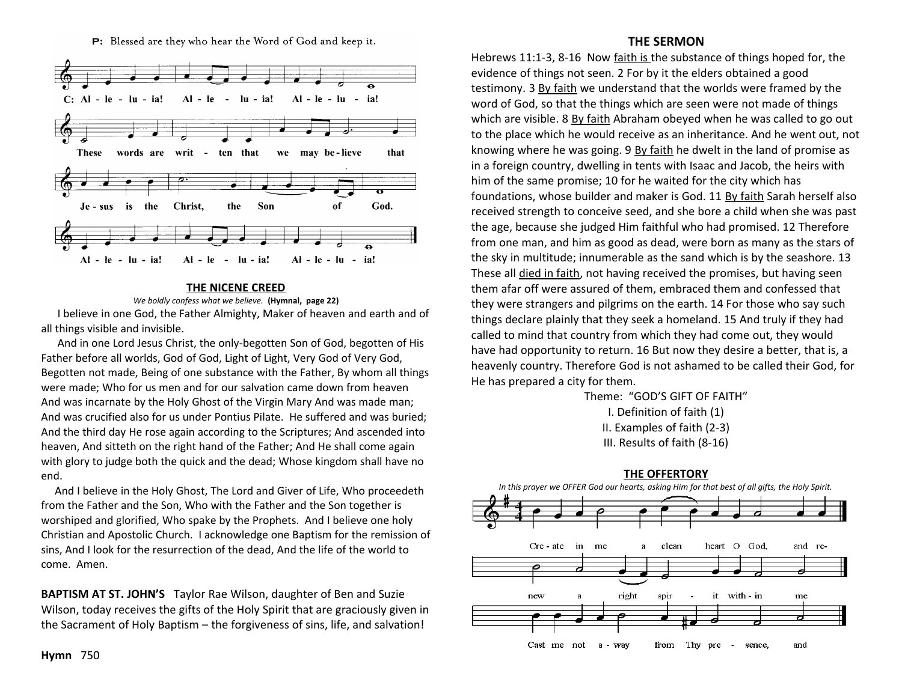P: Blessed are they who hear the Word of God and keep it.

C: Al - le - lu - ia! Al - le - lu - ia! Al - le - lu - ia!
These words are writ - ten that we may be - lieve that
Je - sus is the Christ, the Son of God.
Al - le - lu - ia! Al - le - lu - ia! Al - le - lu - ia!

## THE NICENE CREED

*We boldly confess what we believe.* **(Hymnal, page 22)**

I believe in one God, the Father Almighty, Maker of heaven and earth and of all things visible and invisible.

And in one Lord Jesus Christ, the only-begotten Son of God, begotten of His Father before all worlds, God of God, Light of Light, Very God of Very God, Begotten not made, Being of one substance with the Father, By whom all things were made; Who for us men and for our salvation came down from heaven And was incarnate by the Holy Ghost of the Virgin Mary And was made man; And was crucified also for us under Pontius Pilate. He suffered and was buried; And the third day He rose again according to the Scriptures; And ascended into heaven, And sitteth on the right hand of the Father; And He shall come again with glory to judge both the quick and the dead; Whose kingdom shall have no end.

And I believe in the Holy Ghost, The Lord and Giver of Life, Who proceedeth from the Father and the Son, Who with the Father and the Son together is worshiped and glorified, Who spake by the Prophets. And I believe one holy Christian and Apostolic Church. I acknowledge one Baptism for the remission of sins, And I look for the resurrection of the dead, And the life of the world to come. Amen.

**BAPTISM AT ST. JOHN'S** Taylor Rae Wilson, daughter of Ben and Suzie Wilson, today receives the gifts of the Holy Spirit that are graciously given in the Sacrament of Holy Baptism – the forgiveness of sins, life, and salvation!

**Hymn** 750

## THE SERMON

Hebrews 11:1-3, 8-16 Now faith is the substance of things hoped for, the evidence of things not seen. 2 For by it the elders obtained a good testimony. 3 By faith we understand that the worlds were framed by the word of God, so that the things which are seen were not made of things which are visible. 8 By faith Abraham obeyed when he was called to go out to the place which he would receive as an inheritance. And he went out, not knowing where he was going. 9 By faith he dwelt in the land of promise as in a foreign country, dwelling in tents with Isaac and Jacob, the heirs with him of the same promise; 10 for he waited for the city which has foundations, whose builder and maker is God. 11 By faith Sarah herself also received strength to conceive seed, and she bore a child when she was past the age, because she judged Him faithful who had promised. 12 Therefore from one man, and him as good as dead, were born as many as the stars of the sky in multitude; innumerable as the sand which is by the seashore. 13 These all died in faith, not having received the promises, but having seen them afar off were assured of them, embraced them and confessed that they were strangers and pilgrims on the earth. 14 For those who say such things declare plainly that they seek a homeland. 15 And truly if they had called to mind that country from which they had come out, they would have had opportunity to return. 16 But now they desire a better, that is, a heavenly country. Therefore God is not ashamed to be called their God, for He has prepared a city for them.

Theme: "GOD'S GIFT OF FAITH"

I. Definition of faith (1)

II. Examples of faith (2-3)

III. Results of faith (8-16)

## THE OFFERTORY

*In this prayer we OFFER God our hearts, asking Him for that best of all gifts, the Holy Spirit.*

Cre - ate in me a clean heart O God, and re-
new a right spir - it with - in me
Cast me not a - way from Thy pre - sence, and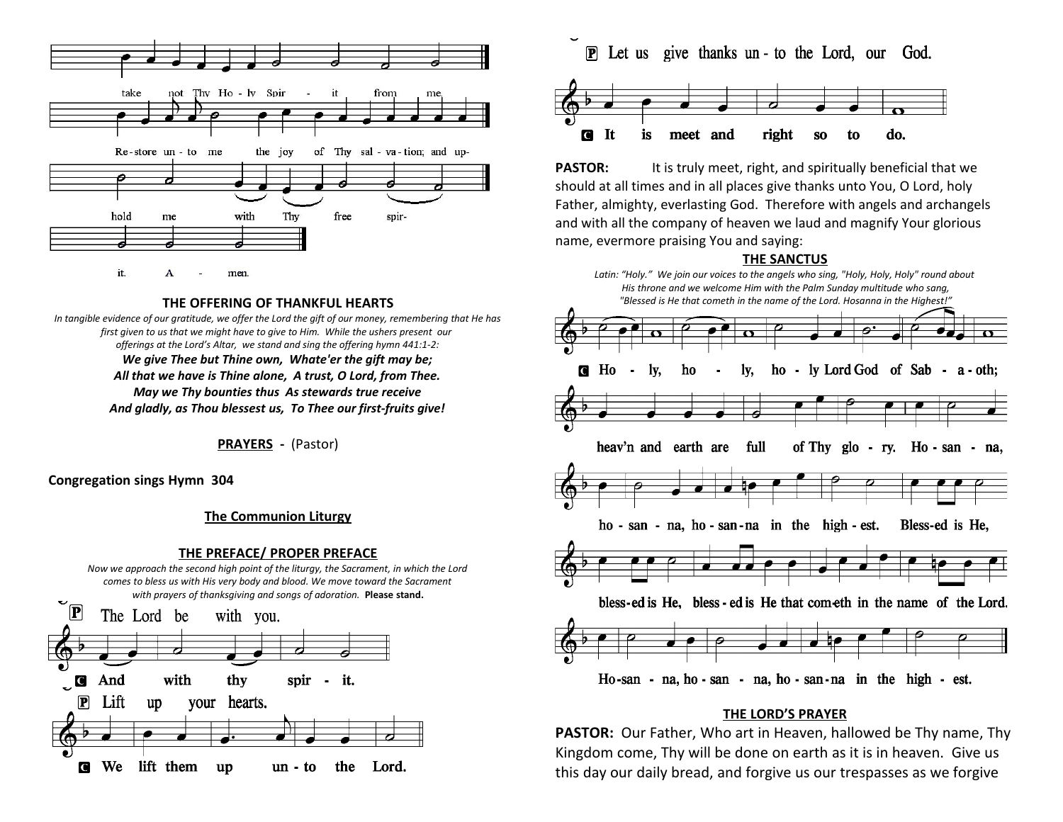take not Thy Ho - ly Spir - it from me.

Re - store un - to me the joy of Thy sal - va - tion; and up-

hold me with Thy free spir-

it. A - men.

**THE OFFERING OF THANKFUL HEARTS**

*In tangible evidence of our gratitude, we offer the Lord the gift of our money, remembering that He has first given to us that we might have to give to Him. While the ushers present our offerings at the Lord's Altar, we stand and sing the offering hymn 441:1-2:*

***We give Thee but Thine own, Whate'er the gift may be;***
***All that we have is Thine alone, A trust, O Lord, from Thee.***
***May we Thy bounties thus As stewards true receive***
***And gladly, as Thou blessest us, To Thee our first-fruits give!***

**PRAYERS** - (Pastor)

**Congregation sings Hymn 304**

**The Communion Liturgy**

**THE PREFACE/ PROPER PREFACE**

*Now we approach the second high point of the liturgy, the Sacrament, in which the Lord comes to bless us with His very body and blood. We move toward the Sacrament with prayers of thanksgiving and songs of adoration.* **Please stand.**

P The Lord be with you.

C And with thy spir - it.

P Lift up your hearts.

C We lift them up un - to the Lord.

P Let us give thanks un - to the Lord, our God.

C It is meet and right so to do.

**PASTOR:** It is truly meet, right, and spiritually beneficial that we should at all times and in all places give thanks unto You, O Lord, holy Father, almighty, everlasting God. Therefore with angels and archangels and with all the company of heaven we laud and magnify Your glorious name, evermore praising You and saying:

**THE SANCTUS**

*Latin: "Holy." We join our voices to the angels who sing, "Holy, Holy, Holy" round about His throne and we welcome Him with the Palm Sunday multitude who sang, "Blessed is He that cometh in the name of the Lord. Hosanna in the Highest!"*

C Ho - ly, ho - ly, ho - ly Lord God of Sab - a - oth;

heav'n and earth are full of Thy glo - ry. Ho - san - na,

ho - san - na, ho - san - na in the high - est. Bless-ed is He,

bless - ed is He, bless - ed is He that com-eth in the name of the Lord.

Ho - san - na, ho - san - na, ho - san - na in the high - est.

**THE LORD'S PRAYER**

**PASTOR:** Our Father, Who art in Heaven, hallowed be Thy name, Thy Kingdom come, Thy will be done on earth as it is in heaven. Give us this day our daily bread, and forgive us our trespasses as we forgive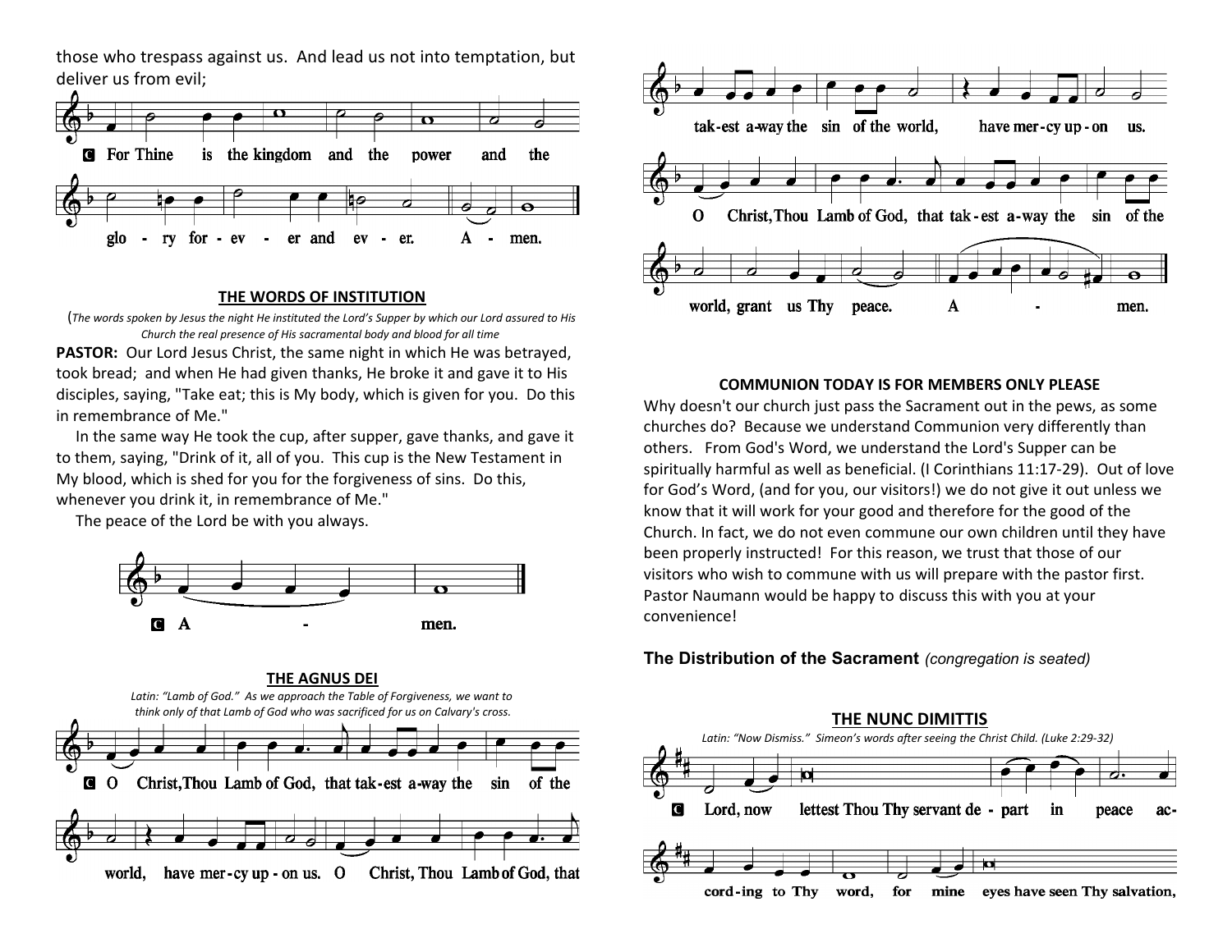those who trespass against us. And lead us not into temptation, but deliver us from evil;

**C** For Thine is the kingdom and the power and the glo - ry for - ev - er and ev - er. A - men.

### THE WORDS OF INSTITUTION

(*The words spoken by Jesus the night He instituted the Lord's Supper by which our Lord assured to His Church the real presence of His sacramental body and blood for all time*

**PASTOR:** Our Lord Jesus Christ, the same night in which He was betrayed, took bread; and when He had given thanks, He broke it and gave it to His disciples, saying, "Take eat; this is My body, which is given for you. Do this in remembrance of Me."

In the same way He took the cup, after supper, gave thanks, and gave it to them, saying, "Drink of it, all of you. This cup is the New Testament in My blood, which is shed for you for the forgiveness of sins. Do this, whenever you drink it, in remembrance of Me."

The peace of the Lord be with you always.

**C** A - men.

### THE AGNUS DEI

*Latin: "Lamb of God." As we approach the Table of Forgiveness, we want to think only of that Lamb of God who was sacrificed for us on Calvary's cross.*

**C** O Christ,Thou Lamb of God, that tak-est a-way the sin of the world, have mer-cy up-on us. O Christ, Thou Lamb of God, that tak-est a-way the sin of the world, have mer-cy up-on us. O Christ,Thou Lamb of God, that tak-est a-way the sin of the world, grant us Thy peace. A - men.

### COMMUNION TODAY IS FOR MEMBERS ONLY PLEASE

Why doesn't our church just pass the Sacrament out in the pews, as some churches do? Because we understand Communion very differently than others. From God's Word, we understand the Lord's Supper can be spiritually harmful as well as beneficial. (I Corinthians 11:17-29). Out of love for God's Word, (and for you, our visitors!) we do not give it out unless we know that it will work for your good and therefore for the good of the Church. In fact, we do not even commune our own children until they have been properly instructed! For this reason, we trust that those of our visitors who wish to commune with us will prepare with the pastor first. Pastor Naumann would be happy to discuss this with you at your convenience!

**The Distribution of the Sacrament** *(congregation is seated)*

### THE NUNC DIMITTIS

*Latin: "Now Dismiss." Simeon's words after seeing the Christ Child. (Luke 2:29-32)*

**C** Lord, now lettest Thou Thy servant de - part in peace ac-cord-ing to Thy word, for mine eyes have seen Thy salvation,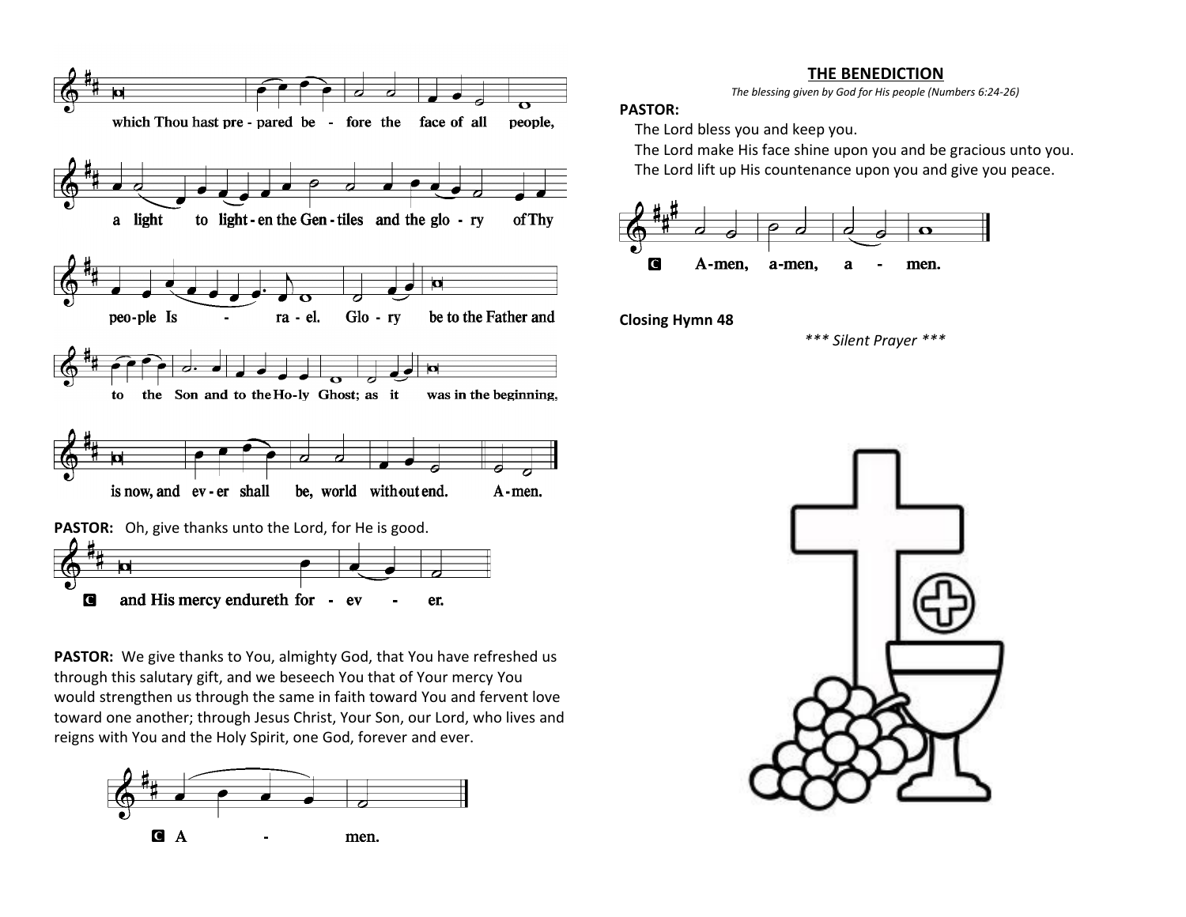which Thou hast pre - pared be - fore the face of all people,

a light to light - en the Gen - tiles and the glo - ry of Thy

peo - ple Is - ra - el. Glo - ry be to the Father and

to the Son and to the Ho - ly Ghost; as it was in the beginning,

is now, and ev - er shall be, world without end. A - men.

**PASTOR:** Oh, give thanks unto the Lord, for He is good.

**C** and His mercy endureth for - ev - er.

**PASTOR:** We give thanks to You, almighty God, that You have refreshed us through this salutary gift, and we beseech You that of Your mercy You would strengthen us through the same in faith toward You and fervent love toward one another; through Jesus Christ, Your Son, our Lord, who lives and reigns with You and the Holy Spirit, one God, forever and ever.

**C** A - men.

## THE BENEDICTION

*The blessing given by God for His people (Numbers 6:24-26)*

**PASTOR:**

The Lord bless you and keep you.
The Lord make His face shine upon you and be gracious unto you.
The Lord lift up His countenance upon you and give you peace.

**C** A-men, a-men, a - men.

**Closing Hymn 48**

*\*\*\* Silent Prayer \*\*\**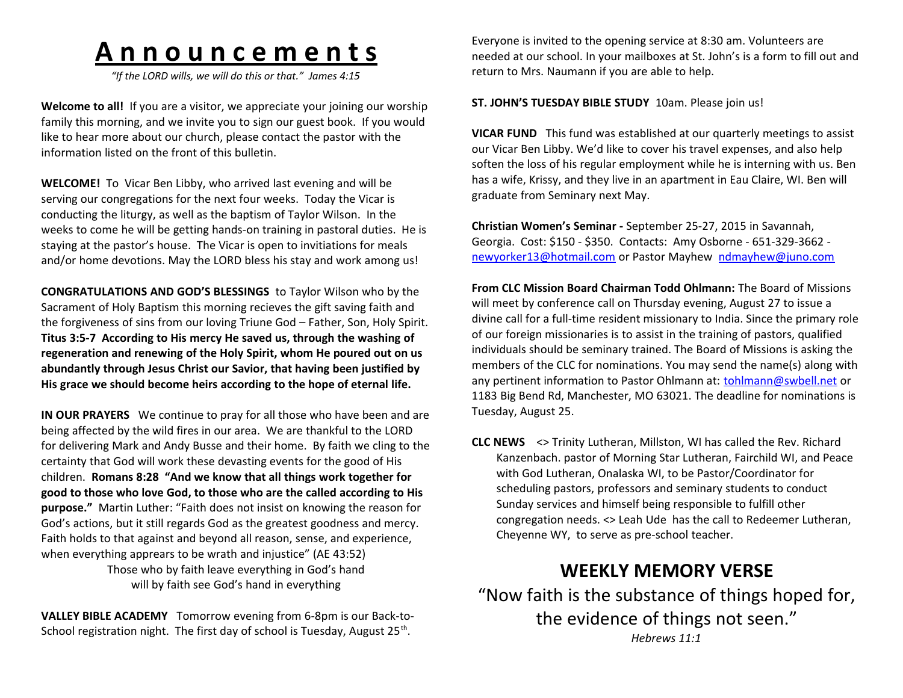# Announcements

*"If the LORD wills, we will do this or that." James 4:15*

**Welcome to all!** If you are a visitor, we appreciate your joining our worship family this morning, and we invite you to sign our guest book. If you would like to hear more about our church, please contact the pastor with the information listed on the front of this bulletin.

**WELCOME!** To Vicar Ben Libby, who arrived last evening and will be serving our congregations for the next four weeks. Today the Vicar is conducting the liturgy, as well as the baptism of Taylor Wilson. In the weeks to come he will be getting hands-on training in pastoral duties. He is staying at the pastor's house. The Vicar is open to invitiations for meals and/or home devotions. May the LORD bless his stay and work among us!

**CONGRATULATIONS AND GOD'S BLESSINGS** to Taylor Wilson who by the Sacrament of Holy Baptism this morning recieves the gift saving faith and the forgiveness of sins from our loving Triune God – Father, Son, Holy Spirit. **Titus 3:5-7 According to His mercy He saved us, through the washing of regeneration and renewing of the Holy Spirit, whom He poured out on us abundantly through Jesus Christ our Savior, that having been justified by His grace we should become heirs according to the hope of eternal life.**

**IN OUR PRAYERS** We continue to pray for all those who have been and are being affected by the wild fires in our area. We are thankful to the LORD for delivering Mark and Andy Busse and their home. By faith we cling to the certainty that God will work these devasting events for the good of His children. **Romans 8:28 "And we know that all things work together for good to those who love God, to those who are the called according to His purpose."** Martin Luther: "Faith does not insist on knowing the reason for God's actions, but it still regards God as the greatest goodness and mercy. Faith holds to that against and beyond all reason, sense, and experience, when everything apprears to be wrath and injustice" (AE 43:52)

Those who by faith leave everything in God's hand
will by faith see God's hand in everything

**VALLEY BIBLE ACADEMY** Tomorrow evening from 6-8pm is our Back-to-School registration night. The first day of school is Tuesday, August 25th. Everyone is invited to the opening service at 8:30 am. Volunteers are needed at our school. In your mailboxes at St. John's is a form to fill out and return to Mrs. Naumann if you are able to help.

**ST. JOHN'S TUESDAY BIBLE STUDY** 10am. Please join us!

**VICAR FUND** This fund was established at our quarterly meetings to assist our Vicar Ben Libby. We'd like to cover his travel expenses, and also help soften the loss of his regular employment while he is interning with us. Ben has a wife, Krissy, and they live in an apartment in Eau Claire, WI. Ben will graduate from Seminary next May.

**Christian Women's Seminar -** September 25-27, 2015 in Savannah, Georgia. Cost: $150 - $350. Contacts: Amy Osborne - 651-329-3662 - newyorker13@hotmail.com or Pastor Mayhew ndmayhew@juno.com

**From CLC Mission Board Chairman Todd Ohlmann:** The Board of Missions will meet by conference call on Thursday evening, August 27 to issue a divine call for a full-time resident missionary to India. Since the primary role of our foreign missionaries is to assist in the training of pastors, qualified individuals should be seminary trained. The Board of Missions is asking the members of the CLC for nominations. You may send the name(s) along with any pertinent information to Pastor Ohlmann at: tohlmann@swbell.net or 1183 Big Bend Rd, Manchester, MO 63021. The deadline for nominations is Tuesday, August 25.

**CLC NEWS** <> Trinity Lutheran, Millston, WI has called the Rev. Richard Kanzenbach. pastor of Morning Star Lutheran, Fairchild WI, and Peace with God Lutheran, Onalaska WI, to be Pastor/Coordinator for scheduling pastors, professors and seminary students to conduct Sunday services and himself being responsible to fulfill other congregation needs. <> Leah Ude has the call to Redeemer Lutheran, Cheyenne WY, to serve as pre-school teacher.

## WEEKLY MEMORY VERSE

"Now faith is the substance of things hoped for, the evidence of things not seen."

*Hebrews 11:1*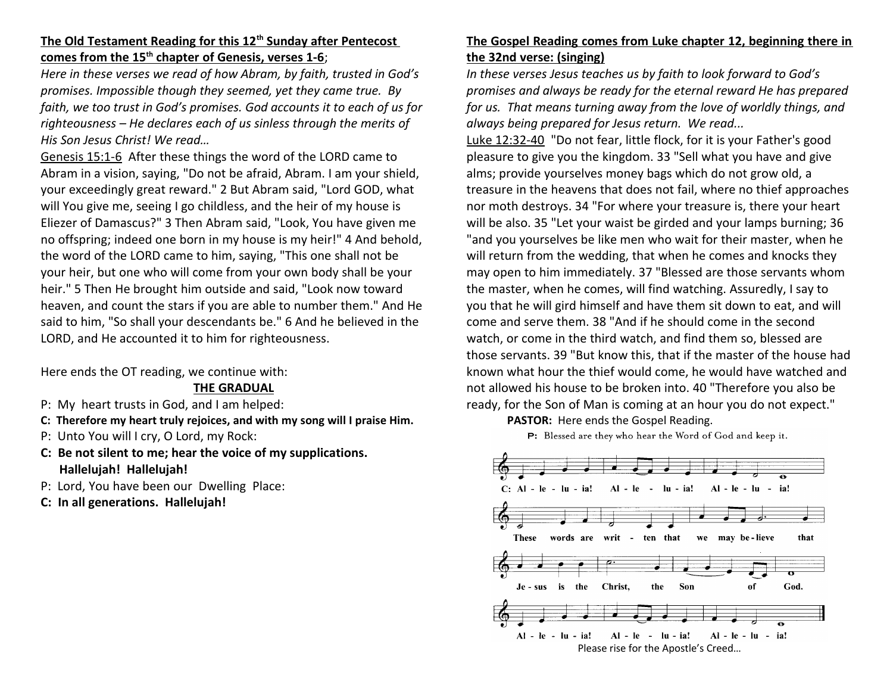**The Old Testament Reading for this 12th Sunday after Pentecost comes from the 15th chapter of Genesis, verses 1-6**;

*Here in these verses we read of how Abram, by faith, trusted in God's promises. Impossible though they seemed, yet they came true. By faith, we too trust in God's promises. God accounts it to each of us for righteousness – He declares each of us sinless through the merits of His Son Jesus Christ! We read…*

Genesis 15:1-6 After these things the word of the LORD came to Abram in a vision, saying, "Do not be afraid, Abram. I am your shield, your exceedingly great reward." 2 But Abram said, "Lord GOD, what will You give me, seeing I go childless, and the heir of my house is Eliezer of Damascus?" 3 Then Abram said, "Look, You have given me no offspring; indeed one born in my house is my heir!" 4 And behold, the word of the LORD came to him, saying, "This one shall not be your heir, but one who will come from your own body shall be your heir." 5 Then He brought him outside and said, "Look now toward heaven, and count the stars if you are able to number them." And He said to him, "So shall your descendants be." 6 And he believed in the LORD, and He accounted it to him for righteousness.

Here ends the OT reading, we continue with:

**THE GRADUAL**

P: My heart trusts in God, and I am helped:

**C: Therefore my heart truly rejoices, and with my song will I praise Him.**

P: Unto You will I cry, O Lord, my Rock:

**C: Be not silent to me; hear the voice of my supplications. Hallelujah! Hallelujah!**

P: Lord, You have been our Dwelling Place:

**C: In all generations. Hallelujah!**

**The Gospel Reading comes from Luke chapter 12, beginning there in the 32nd verse: (singing)**

*In these verses Jesus teaches us by faith to look forward to God's promises and always be ready for the eternal reward He has prepared for us. That means turning away from the love of worldly things, and always being prepared for Jesus return. We read...*

Luke 12:32-40 "Do not fear, little flock, for it is your Father's good pleasure to give you the kingdom. 33 "Sell what you have and give alms; provide yourselves money bags which do not grow old, a treasure in the heavens that does not fail, where no thief approaches nor moth destroys. 34 "For where your treasure is, there your heart will be also. 35 "Let your waist be girded and your lamps burning; 36 "and you yourselves be like men who wait for their master, when he will return from the wedding, that when he comes and knocks they may open to him immediately. 37 "Blessed are those servants whom the master, when he comes, will find watching. Assuredly, I say to you that he will gird himself and have them sit down to eat, and will come and serve them. 38 "And if he should come in the second watch, or come in the third watch, and find them so, blessed are those servants. 39 "But know this, that if the master of the house had known what hour the thief would come, he would have watched and not allowed his house to be broken into. 40 "Therefore you also be ready, for the Son of Man is coming at an hour you do not expect."

**PASTOR:** Here ends the Gospel Reading.

P: Blessed are they who hear the Word of God and keep it.

C: Al - le - lu - ia! Al - le - lu - ia! Al - le - lu - ia!

These words are writ - ten that we may be - lieve that Je - sus is the Christ, the Son of God.

Al - le - lu - ia! Al - le - lu - ia! Al - le - lu - ia!

Please rise for the Apostle's Creed…